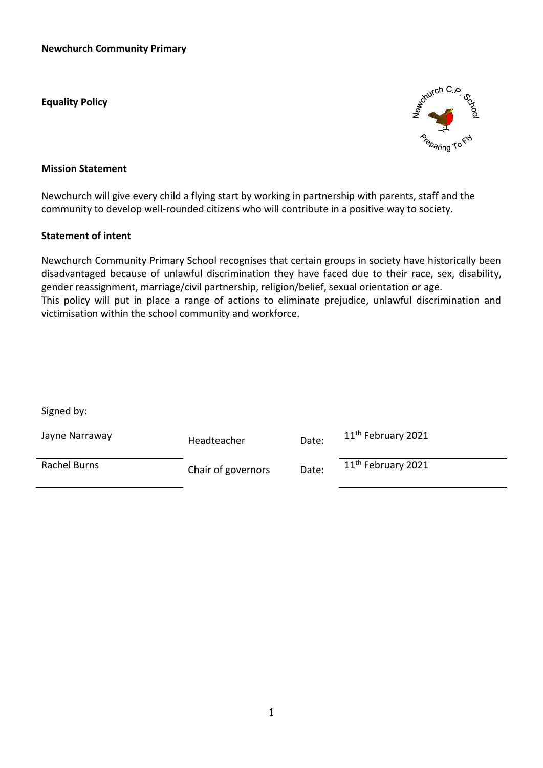**Newchurch Community Primary**

**Equality Policy**

**Mission Statement**

Newchurch will give every child a flying start by working in partnership with parents, staff and the community to develop well-rounded citizens who will contribute in a positive way to society.

**Statement of intent**

Newchurch Community Primary School recognises that certain groups in society have historically been disadvantaged because of unlawful discrimination they have faced due to their race, sex, disability, gender reassignment, marriage/civil partnership, religion/belief, sexual orientation or age.
This policy will put in place a range of actions to eliminate prejudice, unlawful discrimination and victimisation within the school community and workforce.

Signed by:

| | | | |
|---|---|---|---|
| Jayne Narraway | Headteacher | Date: | 11th February 2021 |
| Rachel Burns | Chair of governors | Date: | 11th February 2021 |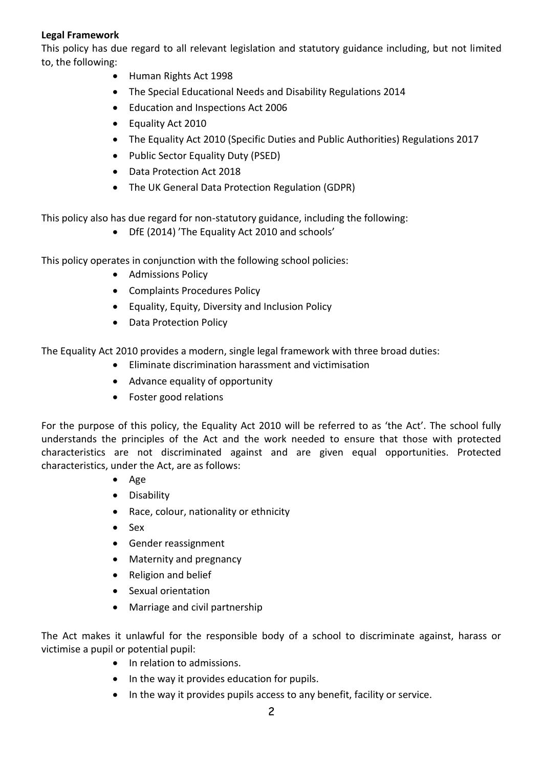**Legal Framework**

This policy has due regard to all relevant legislation and statutory guidance including, but not limited to, the following:

- Human Rights Act 1998
- The Special Educational Needs and Disability Regulations 2014
- Education and Inspections Act 2006
- Equality Act 2010
- The Equality Act 2010 (Specific Duties and Public Authorities) Regulations 2017
- Public Sector Equality Duty (PSED)
- Data Protection Act 2018
- The UK General Data Protection Regulation (GDPR)

This policy also has due regard for non-statutory guidance, including the following:

- DfE (2014) 'The Equality Act 2010 and schools'

This policy operates in conjunction with the following school policies:

- Admissions Policy
- Complaints Procedures Policy
- Equality, Equity, Diversity and Inclusion Policy
- Data Protection Policy

The Equality Act 2010 provides a modern, single legal framework with three broad duties:

- Eliminate discrimination harassment and victimisation
- Advance equality of opportunity
- Foster good relations

For the purpose of this policy, the Equality Act 2010 will be referred to as 'the Act'. The school fully understands the principles of the Act and the work needed to ensure that those with protected characteristics are not discriminated against and are given equal opportunities. Protected characteristics, under the Act, are as follows:

- Age
- Disability
- Race, colour, nationality or ethnicity
- Sex
- Gender reassignment
- Maternity and pregnancy
- Religion and belief
- Sexual orientation
- Marriage and civil partnership

The Act makes it unlawful for the responsible body of a school to discriminate against, harass or victimise a pupil or potential pupil:

- In relation to admissions.
- In the way it provides education for pupils.
- In the way it provides pupils access to any benefit, facility or service.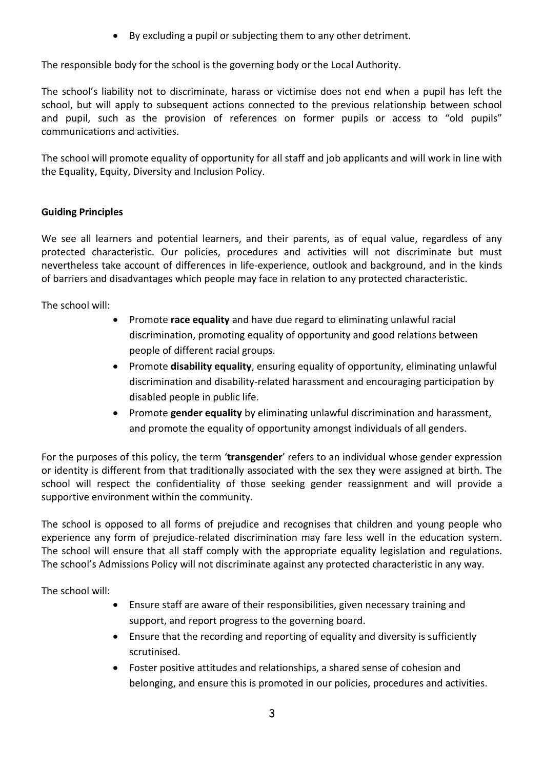- By excluding a pupil or subjecting them to any other detriment.

The responsible body for the school is the governing body or the Local Authority.

The school's liability not to discriminate, harass or victimise does not end when a pupil has left the school, but will apply to subsequent actions connected to the previous relationship between school and pupil, such as the provision of references on former pupils or access to "old pupils" communications and activities.

The school will promote equality of opportunity for all staff and job applicants and will work in line with the Equality, Equity, Diversity and Inclusion Policy.

**Guiding Principles**

We see all learners and potential learners, and their parents, as of equal value, regardless of any protected characteristic. Our policies, procedures and activities will not discriminate but must nevertheless take account of differences in life-experience, outlook and background, and in the kinds of barriers and disadvantages which people may face in relation to any protected characteristic.

The school will:

- Promote **race equality** and have due regard to eliminating unlawful racial discrimination, promoting equality of opportunity and good relations between people of different racial groups.
- Promote **disability equality**, ensuring equality of opportunity, eliminating unlawful discrimination and disability-related harassment and encouraging participation by disabled people in public life.
- Promote **gender equality** by eliminating unlawful discrimination and harassment, and promote the equality of opportunity amongst individuals of all genders.

For the purposes of this policy, the term '**transgender**' refers to an individual whose gender expression or identity is different from that traditionally associated with the sex they were assigned at birth. The school will respect the confidentiality of those seeking gender reassignment and will provide a supportive environment within the community.

The school is opposed to all forms of prejudice and recognises that children and young people who experience any form of prejudice-related discrimination may fare less well in the education system. The school will ensure that all staff comply with the appropriate equality legislation and regulations. The school's Admissions Policy will not discriminate against any protected characteristic in any way.

The school will:

- Ensure staff are aware of their responsibilities, given necessary training and support, and report progress to the governing board.
- Ensure that the recording and reporting of equality and diversity is sufficiently scrutinised.
- Foster positive attitudes and relationships, a shared sense of cohesion and belonging, and ensure this is promoted in our policies, procedures and activities.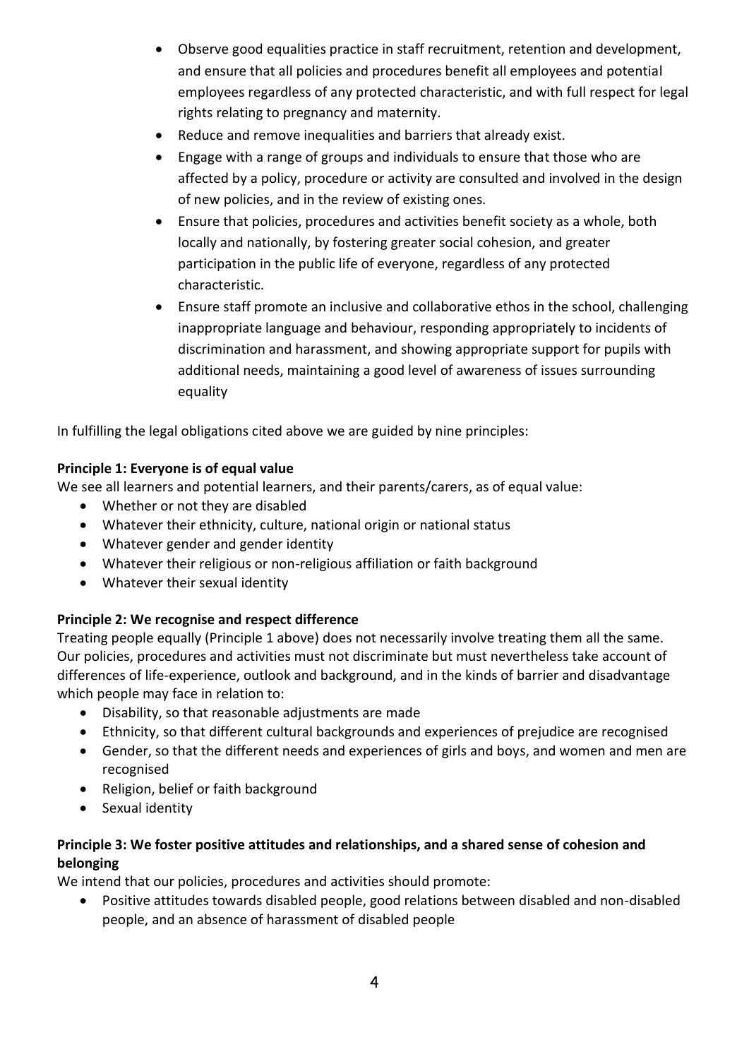- Observe good equalities practice in staff recruitment, retention and development, and ensure that all policies and procedures benefit all employees and potential employees regardless of any protected characteristic, and with full respect for legal rights relating to pregnancy and maternity.
- Reduce and remove inequalities and barriers that already exist.
- Engage with a range of groups and individuals to ensure that those who are affected by a policy, procedure or activity are consulted and involved in the design of new policies, and in the review of existing ones.
- Ensure that policies, procedures and activities benefit society as a whole, both locally and nationally, by fostering greater social cohesion, and greater participation in the public life of everyone, regardless of any protected characteristic.
- Ensure staff promote an inclusive and collaborative ethos in the school, challenging inappropriate language and behaviour, responding appropriately to incidents of discrimination and harassment, and showing appropriate support for pupils with additional needs, maintaining a good level of awareness of issues surrounding equality

In fulfilling the legal obligations cited above we are guided by nine principles:

**Principle 1: Everyone is of equal value**

We see all learners and potential learners, and their parents/carers, as of equal value:

- Whether or not they are disabled
- Whatever their ethnicity, culture, national origin or national status
- Whatever gender and gender identity
- Whatever their religious or non-religious affiliation or faith background
- Whatever their sexual identity

**Principle 2: We recognise and respect difference**

Treating people equally (Principle 1 above) does not necessarily involve treating them all the same. Our policies, procedures and activities must not discriminate but must nevertheless take account of differences of life-experience, outlook and background, and in the kinds of barrier and disadvantage which people may face in relation to:

- Disability, so that reasonable adjustments are made
- Ethnicity, so that different cultural backgrounds and experiences of prejudice are recognised
- Gender, so that the different needs and experiences of girls and boys, and women and men are recognised
- Religion, belief or faith background
- Sexual identity

**Principle 3: We foster positive attitudes and relationships, and a shared sense of cohesion and belonging**

We intend that our policies, procedures and activities should promote:

- Positive attitudes towards disabled people, good relations between disabled and non-disabled people, and an absence of harassment of disabled people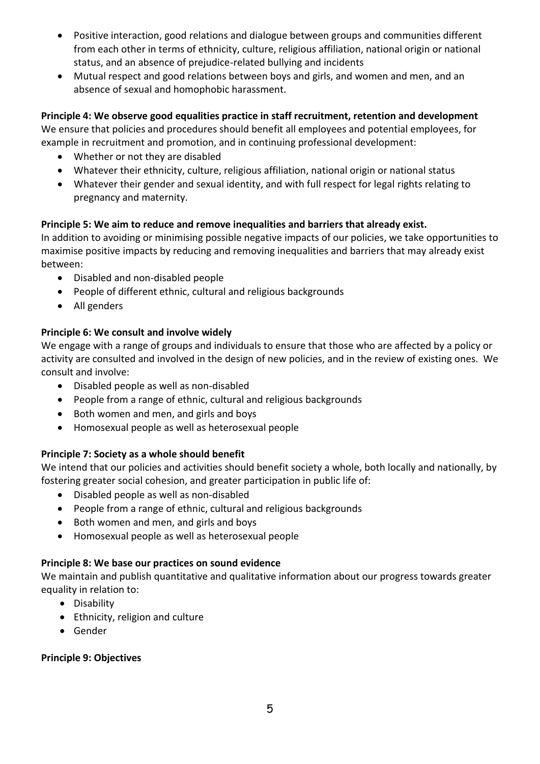- Positive interaction, good relations and dialogue between groups and communities different from each other in terms of ethnicity, culture, religious affiliation, national origin or national status, and an absence of prejudice-related bullying and incidents
- Mutual respect and good relations between boys and girls, and women and men, and an absence of sexual and homophobic harassment.

**Principle 4: We observe good equalities practice in staff recruitment, retention and development**

We ensure that policies and procedures should benefit all employees and potential employees, for example in recruitment and promotion, and in continuing professional development:

- Whether or not they are disabled
- Whatever their ethnicity, culture, religious affiliation, national origin or national status
- Whatever their gender and sexual identity, and with full respect for legal rights relating to pregnancy and maternity.

**Principle 5: We aim to reduce and remove inequalities and barriers that already exist.**

In addition to avoiding or minimising possible negative impacts of our policies, we take opportunities to maximise positive impacts by reducing and removing inequalities and barriers that may already exist between:

- Disabled and non-disabled people
- People of different ethnic, cultural and religious backgrounds
- All genders

**Principle 6: We consult and involve widely**

We engage with a range of groups and individuals to ensure that those who are affected by a policy or activity are consulted and involved in the design of new policies, and in the review of existing ones. We consult and involve:

- Disabled people as well as non-disabled
- People from a range of ethnic, cultural and religious backgrounds
- Both women and men, and girls and boys
- Homosexual people as well as heterosexual people

**Principle 7: Society as a whole should benefit**

We intend that our policies and activities should benefit society a whole, both locally and nationally, by fostering greater social cohesion, and greater participation in public life of:

- Disabled people as well as non-disabled
- People from a range of ethnic, cultural and religious backgrounds
- Both women and men, and girls and boys
- Homosexual people as well as heterosexual people

**Principle 8: We base our practices on sound evidence**

We maintain and publish quantitative and qualitative information about our progress towards greater equality in relation to:

- Disability
- Ethnicity, religion and culture
- Gender

**Principle 9: Objectives**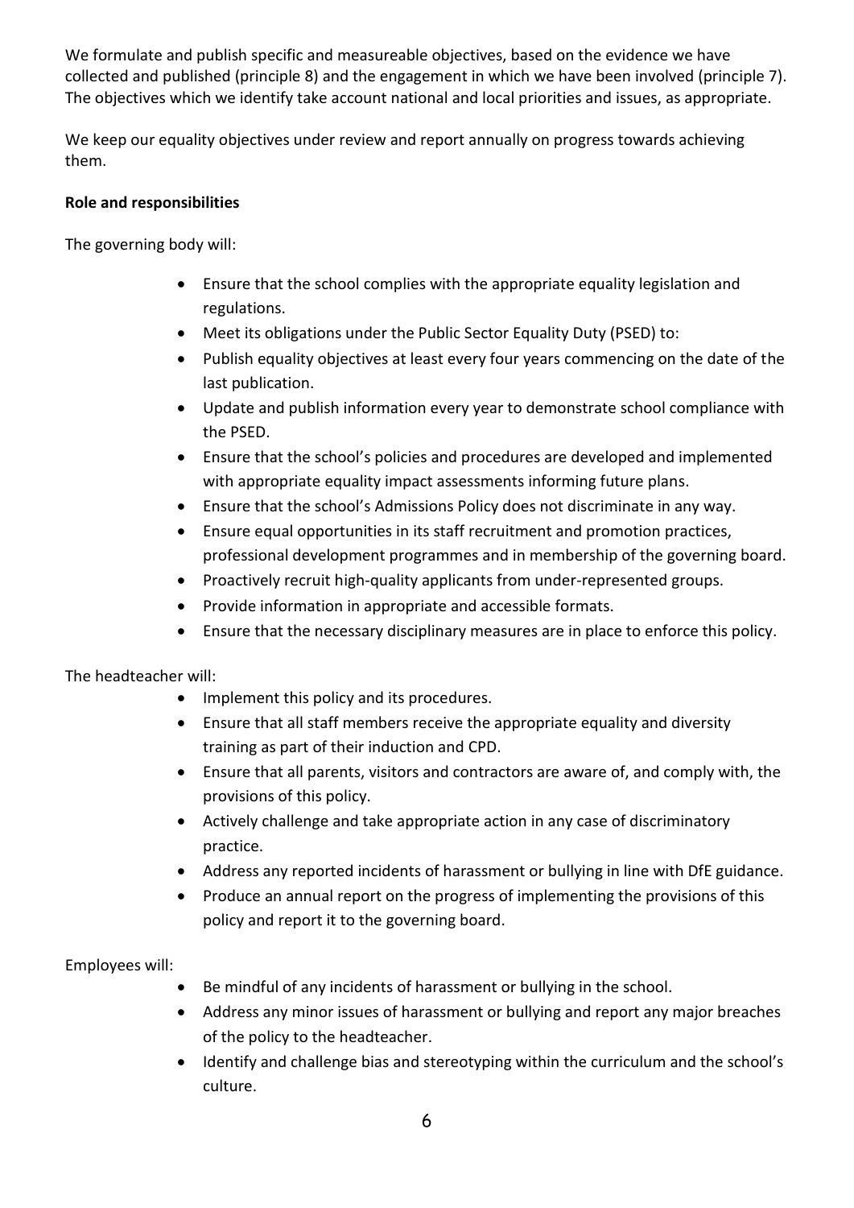We formulate and publish specific and measureable objectives, based on the evidence we have collected and published (principle 8) and the engagement in which we have been involved (principle 7). The objectives which we identify take account national and local priorities and issues, as appropriate.

We keep our equality objectives under review and report annually on progress towards achieving them.

**Role and responsibilities**

The governing body will:

- Ensure that the school complies with the appropriate equality legislation and regulations.
- Meet its obligations under the Public Sector Equality Duty (PSED) to:
- Publish equality objectives at least every four years commencing on the date of the last publication.
- Update and publish information every year to demonstrate school compliance with the PSED.
- Ensure that the school's policies and procedures are developed and implemented with appropriate equality impact assessments informing future plans.
- Ensure that the school's Admissions Policy does not discriminate in any way.
- Ensure equal opportunities in its staff recruitment and promotion practices, professional development programmes and in membership of the governing board.
- Proactively recruit high-quality applicants from under-represented groups.
- Provide information in appropriate and accessible formats.
- Ensure that the necessary disciplinary measures are in place to enforce this policy.

The headteacher will:

- Implement this policy and its procedures.
- Ensure that all staff members receive the appropriate equality and diversity training as part of their induction and CPD.
- Ensure that all parents, visitors and contractors are aware of, and comply with, the provisions of this policy.
- Actively challenge and take appropriate action in any case of discriminatory practice.
- Address any reported incidents of harassment or bullying in line with DfE guidance.
- Produce an annual report on the progress of implementing the provisions of this policy and report it to the governing board.

Employees will:

- Be mindful of any incidents of harassment or bullying in the school.
- Address any minor issues of harassment or bullying and report any major breaches of the policy to the headteacher.
- Identify and challenge bias and stereotyping within the curriculum and the school's culture.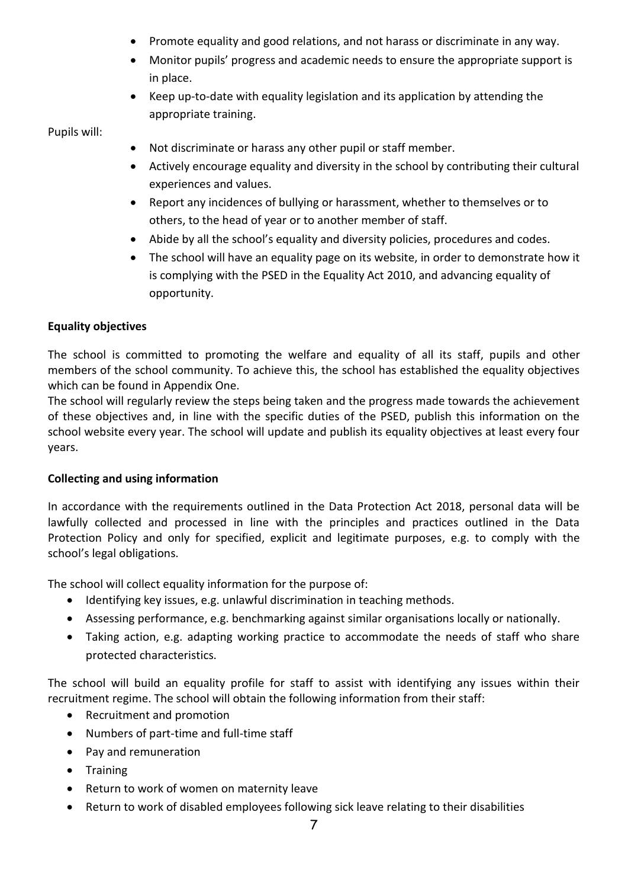- Promote equality and good relations, and not harass or discriminate in any way.
- Monitor pupils' progress and academic needs to ensure the appropriate support is in place.
- Keep up-to-date with equality legislation and its application by attending the appropriate training.

Pupils will:

- Not discriminate or harass any other pupil or staff member.
- Actively encourage equality and diversity in the school by contributing their cultural experiences and values.
- Report any incidences of bullying or harassment, whether to themselves or to others, to the head of year or to another member of staff.
- Abide by all the school's equality and diversity policies, procedures and codes.
- The school will have an equality page on its website, in order to demonstrate how it is complying with the PSED in the Equality Act 2010, and advancing equality of opportunity.

**Equality objectives**

The school is committed to promoting the welfare and equality of all its staff, pupils and other members of the school community. To achieve this, the school has established the equality objectives which can be found in Appendix One.

The school will regularly review the steps being taken and the progress made towards the achievement of these objectives and, in line with the specific duties of the PSED, publish this information on the school website every year. The school will update and publish its equality objectives at least every four years.

**Collecting and using information**

In accordance with the requirements outlined in the Data Protection Act 2018, personal data will be lawfully collected and processed in line with the principles and practices outlined in the Data Protection Policy and only for specified, explicit and legitimate purposes, e.g. to comply with the school's legal obligations.

The school will collect equality information for the purpose of:

- Identifying key issues, e.g. unlawful discrimination in teaching methods.
- Assessing performance, e.g. benchmarking against similar organisations locally or nationally.
- Taking action, e.g. adapting working practice to accommodate the needs of staff who share protected characteristics.

The school will build an equality profile for staff to assist with identifying any issues within their recruitment regime. The school will obtain the following information from their staff:

- Recruitment and promotion
- Numbers of part-time and full-time staff
- Pay and remuneration
- Training
- Return to work of women on maternity leave
- Return to work of disabled employees following sick leave relating to their disabilities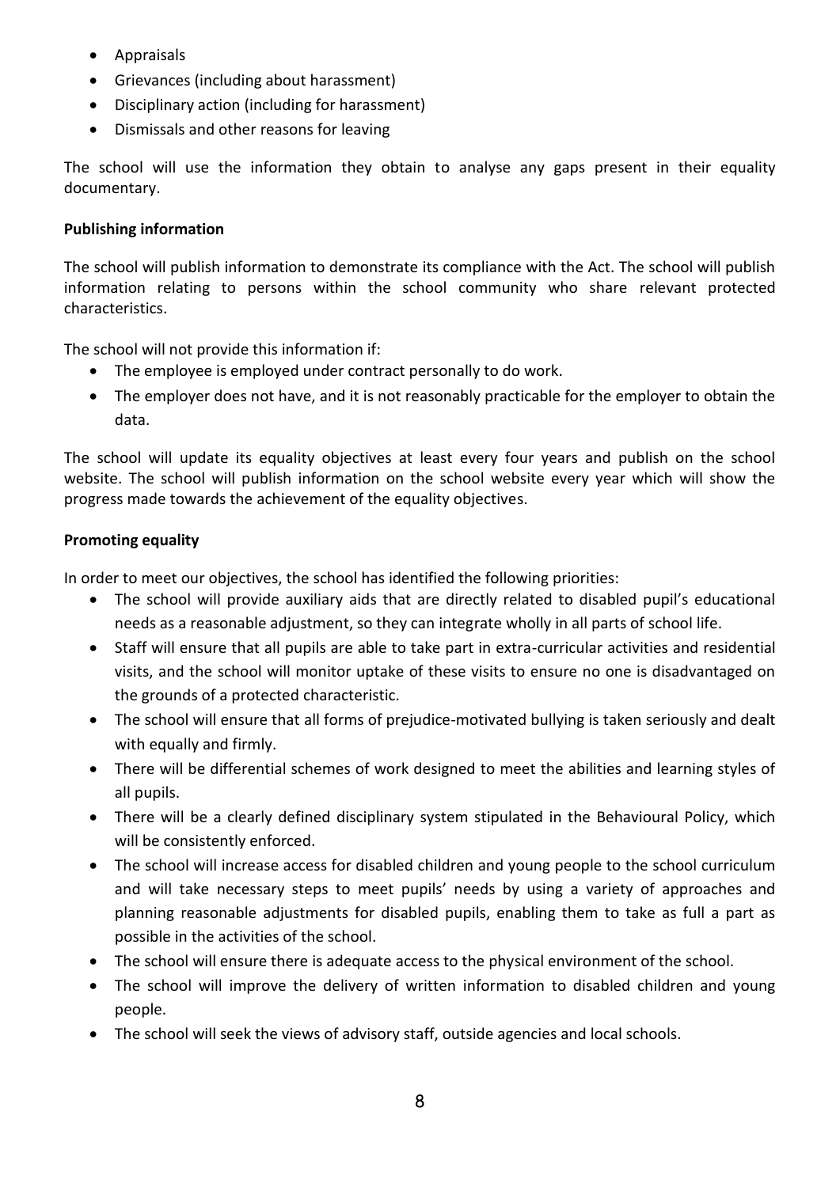- Appraisals
- Grievances (including about harassment)
- Disciplinary action (including for harassment)
- Dismissals and other reasons for leaving

The school will use the information they obtain to analyse any gaps present in their equality documentary.

**Publishing information**

The school will publish information to demonstrate its compliance with the Act. The school will publish information relating to persons within the school community who share relevant protected characteristics.

The school will not provide this information if:

- The employee is employed under contract personally to do work.
- The employer does not have, and it is not reasonably practicable for the employer to obtain the data.

The school will update its equality objectives at least every four years and publish on the school website. The school will publish information on the school website every year which will show the progress made towards the achievement of the equality objectives.

**Promoting equality**

In order to meet our objectives, the school has identified the following priorities:

- The school will provide auxiliary aids that are directly related to disabled pupil's educational needs as a reasonable adjustment, so they can integrate wholly in all parts of school life.
- Staff will ensure that all pupils are able to take part in extra-curricular activities and residential visits, and the school will monitor uptake of these visits to ensure no one is disadvantaged on the grounds of a protected characteristic.
- The school will ensure that all forms of prejudice-motivated bullying is taken seriously and dealt with equally and firmly.
- There will be differential schemes of work designed to meet the abilities and learning styles of all pupils.
- There will be a clearly defined disciplinary system stipulated in the Behavioural Policy, which will be consistently enforced.
- The school will increase access for disabled children and young people to the school curriculum and will take necessary steps to meet pupils' needs by using a variety of approaches and planning reasonable adjustments for disabled pupils, enabling them to take as full a part as possible in the activities of the school.
- The school will ensure there is adequate access to the physical environment of the school.
- The school will improve the delivery of written information to disabled children and young people.
- The school will seek the views of advisory staff, outside agencies and local schools.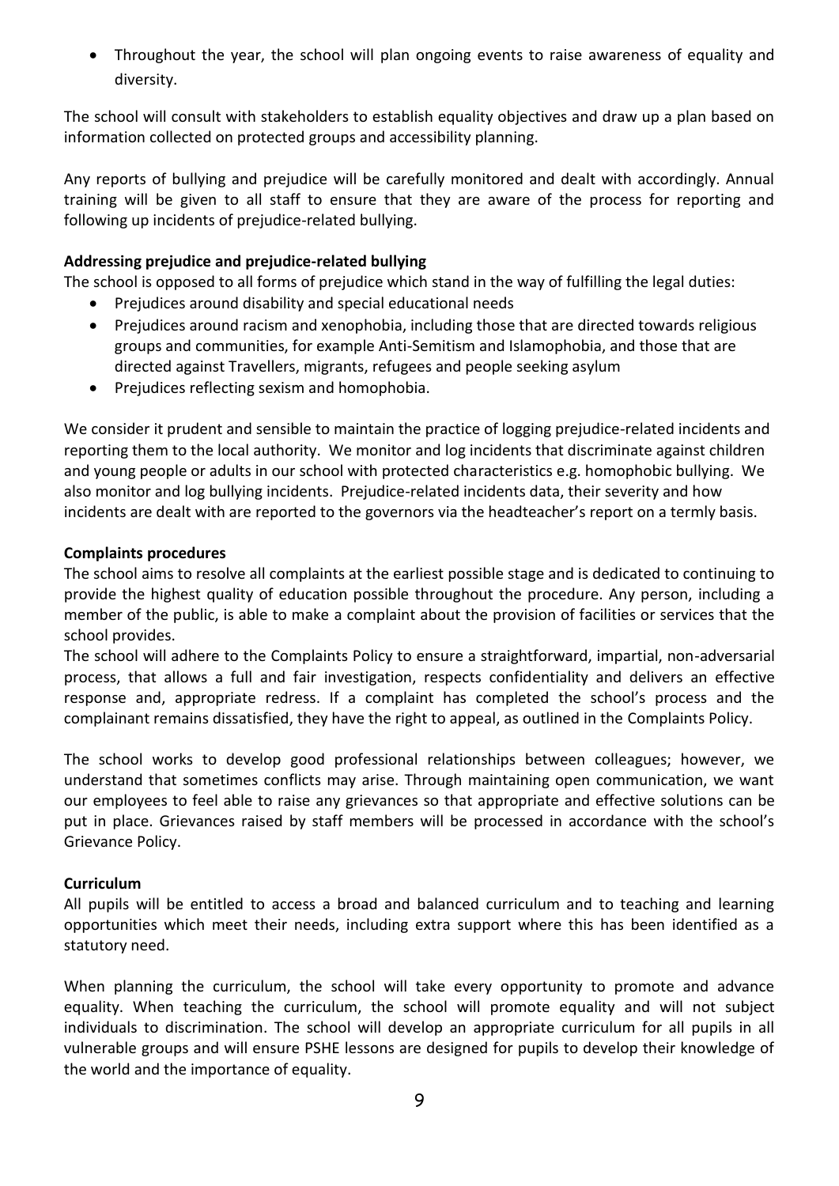- Throughout the year, the school will plan ongoing events to raise awareness of equality and diversity.

The school will consult with stakeholders to establish equality objectives and draw up a plan based on information collected on protected groups and accessibility planning.

Any reports of bullying and prejudice will be carefully monitored and dealt with accordingly. Annual training will be given to all staff to ensure that they are aware of the process for reporting and following up incidents of prejudice-related bullying.

**Addressing prejudice and prejudice-related bullying**

The school is opposed to all forms of prejudice which stand in the way of fulfilling the legal duties:

- Prejudices around disability and special educational needs
- Prejudices around racism and xenophobia, including those that are directed towards religious groups and communities, for example Anti-Semitism and Islamophobia, and those that are directed against Travellers, migrants, refugees and people seeking asylum
- Prejudices reflecting sexism and homophobia.

We consider it prudent and sensible to maintain the practice of logging prejudice-related incidents and reporting them to the local authority. We monitor and log incidents that discriminate against children and young people or adults in our school with protected characteristics e.g. homophobic bullying. We also monitor and log bullying incidents. Prejudice-related incidents data, their severity and how incidents are dealt with are reported to the governors via the headteacher's report on a termly basis.

**Complaints procedures**

The school aims to resolve all complaints at the earliest possible stage and is dedicated to continuing to provide the highest quality of education possible throughout the procedure. Any person, including a member of the public, is able to make a complaint about the provision of facilities or services that the school provides.

The school will adhere to the Complaints Policy to ensure a straightforward, impartial, non-adversarial process, that allows a full and fair investigation, respects confidentiality and delivers an effective response and, appropriate redress. If a complaint has completed the school's process and the complainant remains dissatisfied, they have the right to appeal, as outlined in the Complaints Policy.

The school works to develop good professional relationships between colleagues; however, we understand that sometimes conflicts may arise. Through maintaining open communication, we want our employees to feel able to raise any grievances so that appropriate and effective solutions can be put in place. Grievances raised by staff members will be processed in accordance with the school's Grievance Policy.

**Curriculum**

All pupils will be entitled to access a broad and balanced curriculum and to teaching and learning opportunities which meet their needs, including extra support where this has been identified as a statutory need.

When planning the curriculum, the school will take every opportunity to promote and advance equality. When teaching the curriculum, the school will promote equality and will not subject individuals to discrimination. The school will develop an appropriate curriculum for all pupils in all vulnerable groups and will ensure PSHE lessons are designed for pupils to develop their knowledge of the world and the importance of equality.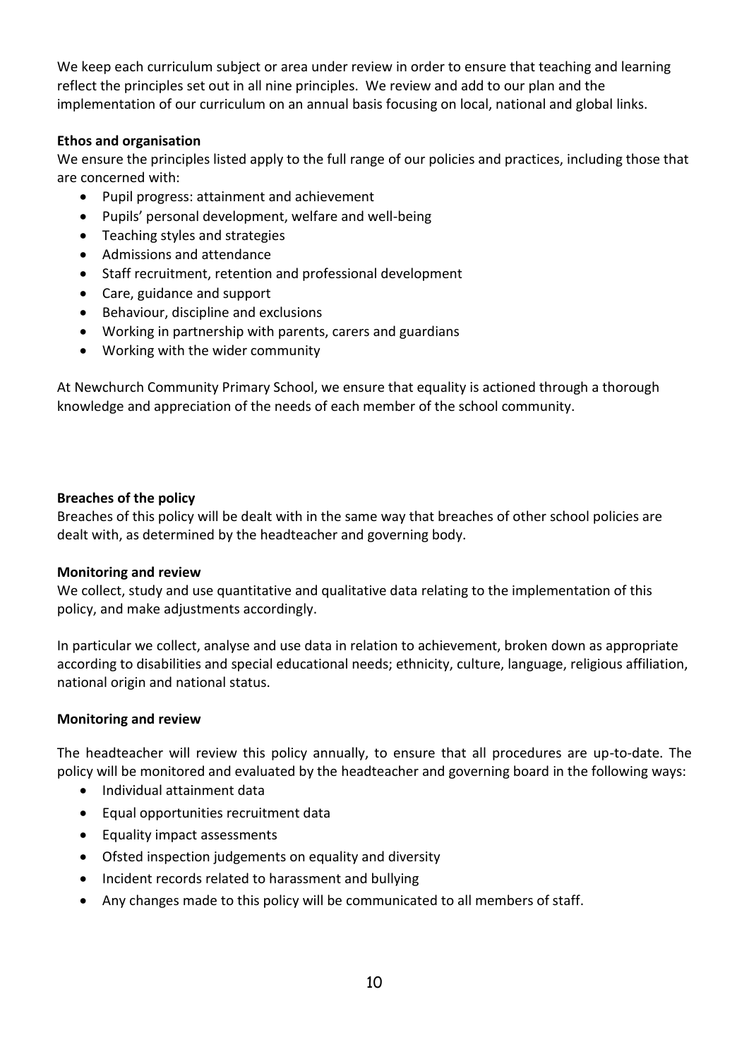We keep each curriculum subject or area under review in order to ensure that teaching and learning reflect the principles set out in all nine principles. We review and add to our plan and the implementation of our curriculum on an annual basis focusing on local, national and global links.

**Ethos and organisation**

We ensure the principles listed apply to the full range of our policies and practices, including those that are concerned with:

- Pupil progress: attainment and achievement
- Pupils' personal development, welfare and well-being
- Teaching styles and strategies
- Admissions and attendance
- Staff recruitment, retention and professional development
- Care, guidance and support
- Behaviour, discipline and exclusions
- Working in partnership with parents, carers and guardians
- Working with the wider community

At Newchurch Community Primary School, we ensure that equality is actioned through a thorough knowledge and appreciation of the needs of each member of the school community.

**Breaches of the policy**

Breaches of this policy will be dealt with in the same way that breaches of other school policies are dealt with, as determined by the headteacher and governing body.

**Monitoring and review**

We collect, study and use quantitative and qualitative data relating to the implementation of this policy, and make adjustments accordingly.

In particular we collect, analyse and use data in relation to achievement, broken down as appropriate according to disabilities and special educational needs; ethnicity, culture, language, religious affiliation, national origin and national status.

**Monitoring and review**

The headteacher will review this policy annually, to ensure that all procedures are up-to-date. The policy will be monitored and evaluated by the headteacher and governing board in the following ways:

- Individual attainment data
- Equal opportunities recruitment data
- Equality impact assessments
- Ofsted inspection judgements on equality and diversity
- Incident records related to harassment and bullying
- Any changes made to this policy will be communicated to all members of staff.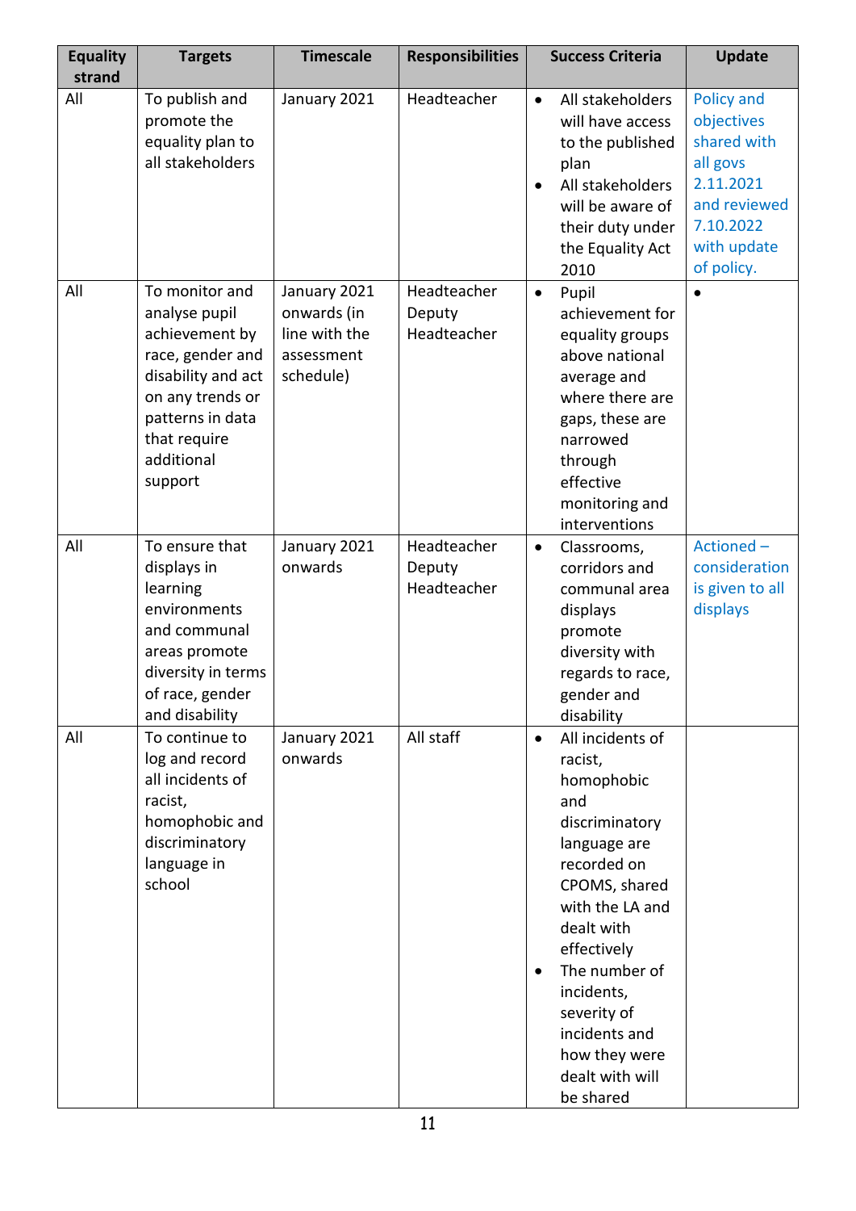| Equality strand | Targets | Timescale | Responsibilities | Success Criteria | Update |
|---|---|---|---|---|---|
| All | To publish and promote the equality plan to all stakeholders | January 2021 | Headteacher | • All stakeholders will have access to the published plan<br>• All stakeholders will be aware of their duty under the Equality Act 2010 | Policy and objectives shared with all govs 2.11.2021 and reviewed 7.10.2022 with update of policy. |
| All | To monitor and analyse pupil achievement by race, gender and disability and act on any trends or patterns in data that require additional support | January 2021 onwards (in line with the assessment schedule) | Headteacher<br>Deputy Headteacher | • Pupil achievement for equality groups above national average and where there are gaps, these are narrowed through effective monitoring and interventions | • |
| All | To ensure that displays in learning environments and communal areas promote diversity in terms of race, gender and disability | January 2021 onwards | Headteacher<br>Deputy Headteacher | • Classrooms, corridors and communal area displays promote diversity with regards to race, gender and disability | Actioned – consideration is given to all displays |
| All | To continue to log and record all incidents of racist, homophobic and discriminatory language in school | January 2021 onwards | All staff | • All incidents of racist, homophobic and discriminatory language are recorded on CPOMS, shared with the LA and dealt with effectively<br>• The number of incidents, severity of incidents and how they were dealt with will be shared | |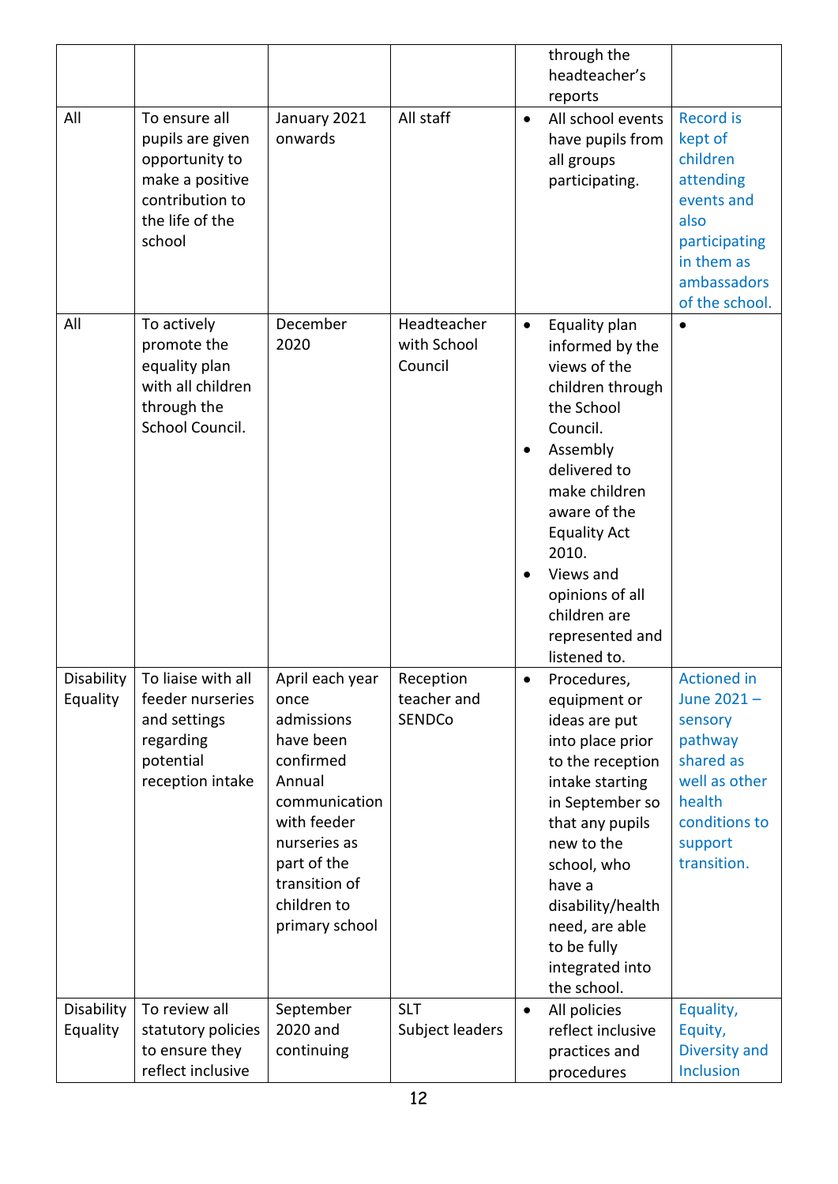| | | | | through the headteacher's reports | |
|---|---|---|---|---|---|
| All | To ensure all pupils are given opportunity to make a positive contribution to the life of the school | January 2021 onwards | All staff | • All school events have pupils from all groups participating. | Record is kept of children attending events and also participating in them as ambassadors of the school. |
| All | To actively promote the equality plan with all children through the School Council. | December 2020 | Headteacher with School Council | • Equality plan informed by the views of the children through the School Council.<br>• Assembly delivered to make children aware of the Equality Act 2010.<br>• Views and opinions of all children are represented and listened to. | • |
| Disability Equality | To liaise with all feeder nurseries and settings regarding potential reception intake | April each year once admissions have been confirmed Annual communication with feeder nurseries as part of the transition of children to primary school | Reception teacher and SENDCo | • Procedures, equipment or ideas are put into place prior to the reception intake starting in September so that any pupils new to the school, who have a disability/health need, are able to be fully integrated into the school. | Actioned in June 2021 – sensory pathway shared as well as other health conditions to support transition. |
| Disability Equality | To review all statutory policies to ensure they reflect inclusive | September 2020 and continuing | SLT<br>Subject leaders | • All policies reflect inclusive practices and procedures | Equality, Equity, Diversity and Inclusion |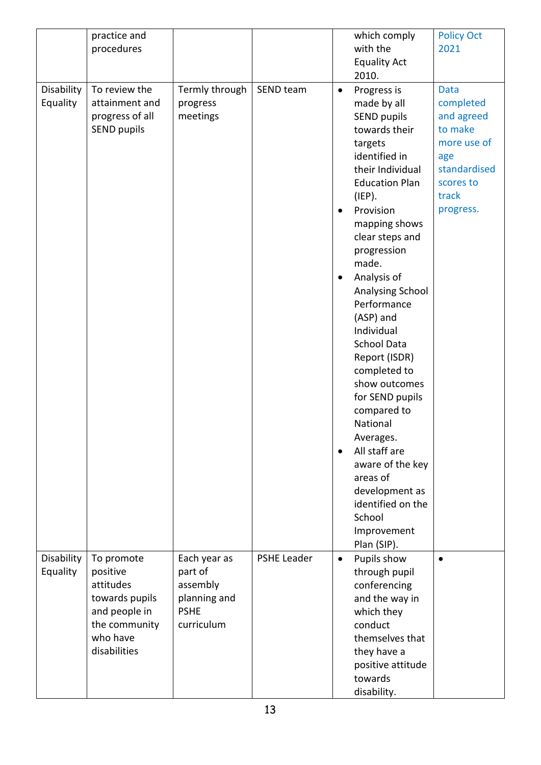|  |  |  |  |  |  |
|---|---|---|---|---|---|
|  | practice and procedures |  |  | which comply with the Equality Act 2010. | Policy Oct 2021 |
| Disability Equality | To review the attainment and progress of all SEND pupils | Termly through progress meetings | SEND team | • Progress is made by all SEND pupils towards their targets identified in their Individual Education Plan (IEP).<br>• Provision mapping shows clear steps and progression made.<br>• Analysis of Analysing School Performance (ASP) and Individual School Data Report (ISDR) completed to show outcomes for SEND pupils compared to National Averages.<br>• All staff are aware of the key areas of development as identified on the School Improvement Plan (SIP). | Data completed and agreed to make more use of age standardised scores to track progress. |
| Disability Equality | To promote positive attitudes towards pupils and people in the community who have disabilities | Each year as part of assembly planning and PSHE curriculum | PSHE Leader | • Pupils show through pupil conferencing and the way in which they conduct themselves that they have a positive attitude towards disability. | • |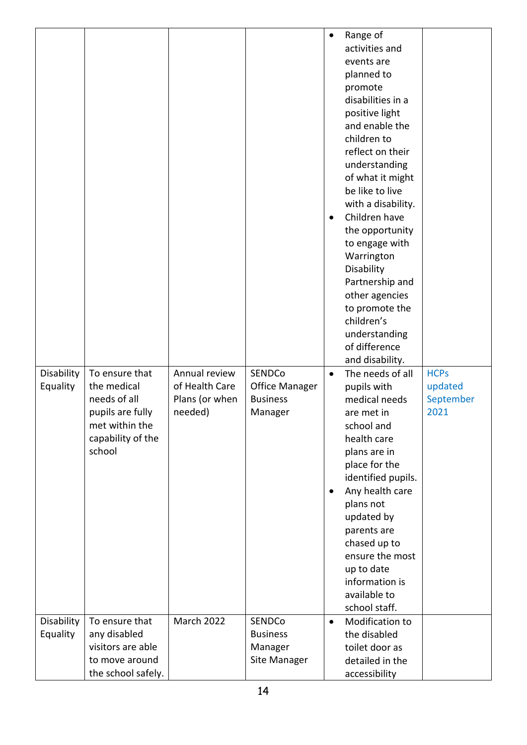| | | | | | |
|---|---|---|---|---|---|
| | | | | • Range of activities and events are planned to promote disabilities in a positive light and enable the children to reflect on their understanding of what it might be like to live with a disability.<br>• Children have the opportunity to engage with Warrington Disability Partnership and other agencies to promote the children's understanding of difference and disability. | |
| Disability Equality | To ensure that the medical needs of all pupils are fully met within the capability of the school | Annual review of Health Care Plans (or when needed) | SENDCo<br>Office Manager<br>Business Manager | • The needs of all pupils with medical needs are met in school and health care plans are in place for the identified pupils.<br>• Any health care plans not updated by parents are chased up to ensure the most up to date information is available to school staff. | HCPs updated September 2021 |
| Disability Equality | To ensure that any disabled visitors are able to move around the school safely. | March 2022 | SENDCo<br>Business Manager<br>Site Manager | • Modification to the disabled toilet door as detailed in the accessibility | |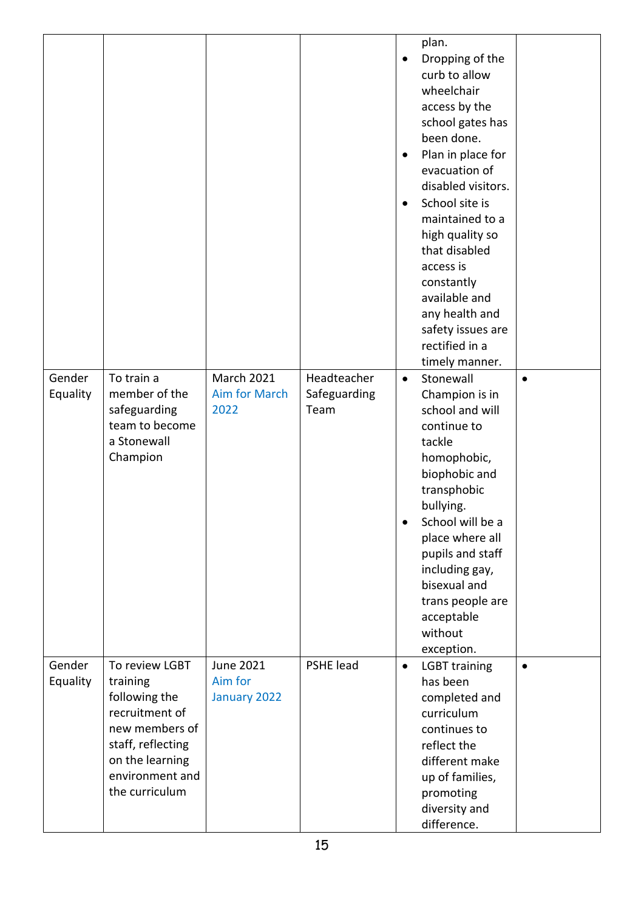| | | | | | |
|---|---|---|---|---|---|
| | | | | plan.<br>• Dropping of the curb to allow wheelchair access by the school gates has been done.<br>• Plan in place for evacuation of disabled visitors.<br>• School site is maintained to a high quality so that disabled access is constantly available and any health and safety issues are rectified in a timely manner. | |
| Gender Equality | To train a member of the safeguarding team to become a Stonewall Champion | March 2021 Aim for March 2022 | Headteacher Safeguarding Team | • Stonewall Champion is in school and will continue to tackle homophobic, biophobic and transphobic bullying.<br>• School will be a place where all pupils and staff including gay, bisexual and trans people are acceptable without exception. | • |
| Gender Equality | To review LGBT training following the recruitment of new members of staff, reflecting on the learning environment and the curriculum | June 2021 Aim for January 2022 | PSHE lead | • LGBT training has been completed and curriculum continues to reflect the different make up of families, promoting diversity and difference. | • |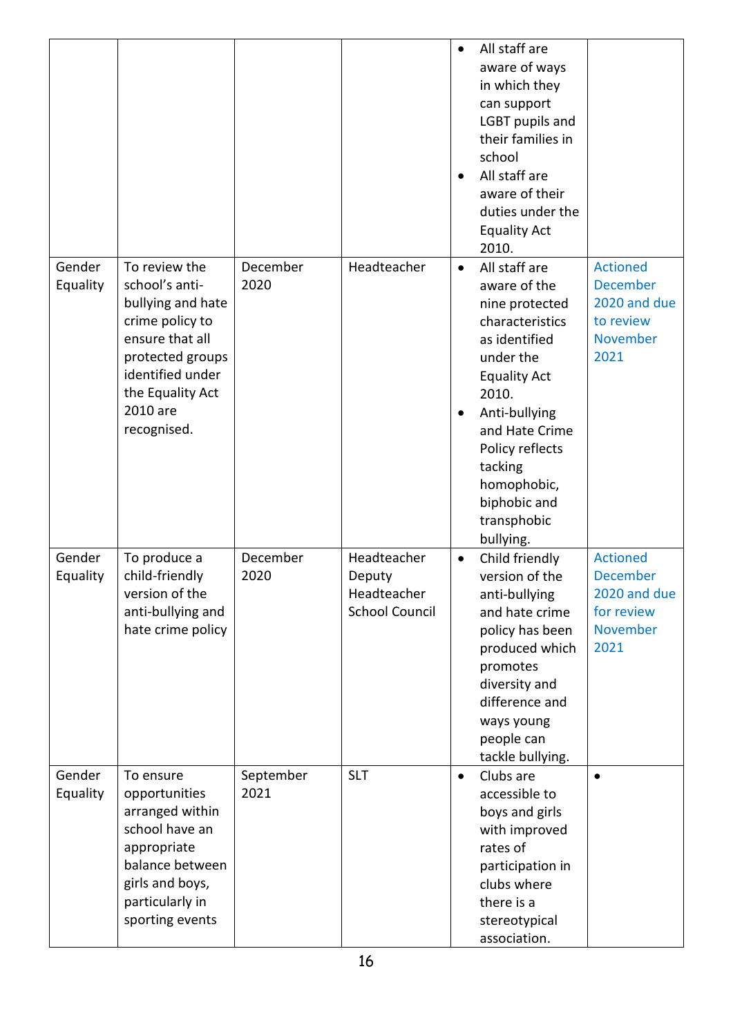| | | | | | |
|---|---|---|---|---|---|
| | | | | • All staff are aware of ways in which they can support LGBT pupils and their families in school<br>• All staff are aware of their duties under the Equality Act 2010. | |
| Gender Equality | To review the school's anti-bullying and hate crime policy to ensure that all protected groups identified under the Equality Act 2010 are recognised. | December 2020 | Headteacher | • All staff are aware of the nine protected characteristics as identified under the Equality Act 2010.<br>• Anti-bullying and Hate Crime Policy reflects tacking homophobic, biphobic and transphobic bullying. | Actioned December 2020 and due to review November 2021 |
| Gender Equality | To produce a child-friendly version of the anti-bullying and hate crime policy | December 2020 | Headteacher<br>Deputy Headteacher<br>School Council | • Child friendly version of the anti-bullying and hate crime policy has been produced which promotes diversity and difference and ways young people can tackle bullying. | Actioned December 2020 and due for review November 2021 |
| Gender Equality | To ensure opportunities arranged within school have an appropriate balance between girls and boys, particularly in sporting events | September 2021 | SLT | • Clubs are accessible to boys and girls with improved rates of participation in clubs where there is a stereotypical association. | • |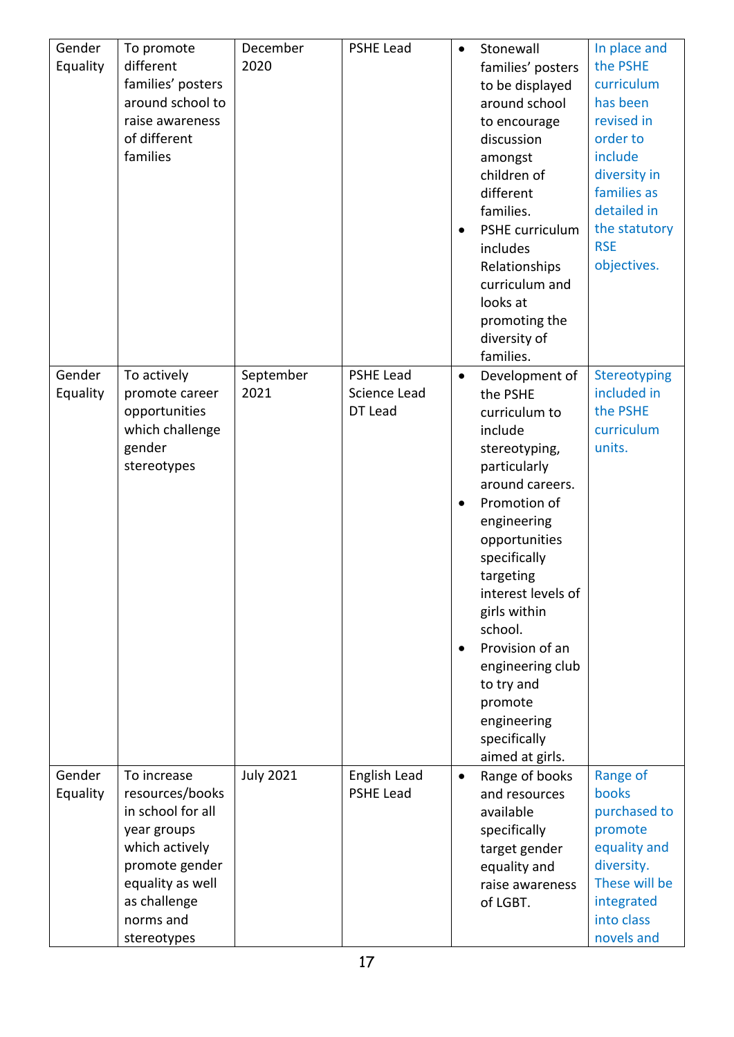| Gender Equality | To promote different families' posters around school to raise awareness of different families | December 2020 | PSHE Lead | • Stonewall families' posters to be displayed around school to encourage discussion amongst children of different families.<br>• PSHE curriculum includes Relationships curriculum and looks at promoting the diversity of families. | In place and the PSHE curriculum has been revised in order to include diversity in families as detailed in the statutory RSE objectives. |
|---|---|---|---|---|---|
| Gender Equality | To actively promote career opportunities which challenge gender stereotypes | September 2021 | PSHE Lead<br>Science Lead<br>DT Lead | • Development of the PSHE curriculum to include stereotyping, particularly around careers.<br>• Promotion of engineering opportunities specifically targeting interest levels of girls within school.<br>• Provision of an engineering club to try and promote engineering specifically aimed at girls. | Stereotyping included in the PSHE curriculum units. |
| Gender Equality | To increase resources/books in school for all year groups which actively promote gender equality as well as challenge norms and stereotypes | July 2021 | English Lead<br>PSHE Lead | • Range of books and resources available specifically target gender equality and raise awareness of LGBT. | Range of books purchased to promote equality and diversity. These will be integrated into class novels and |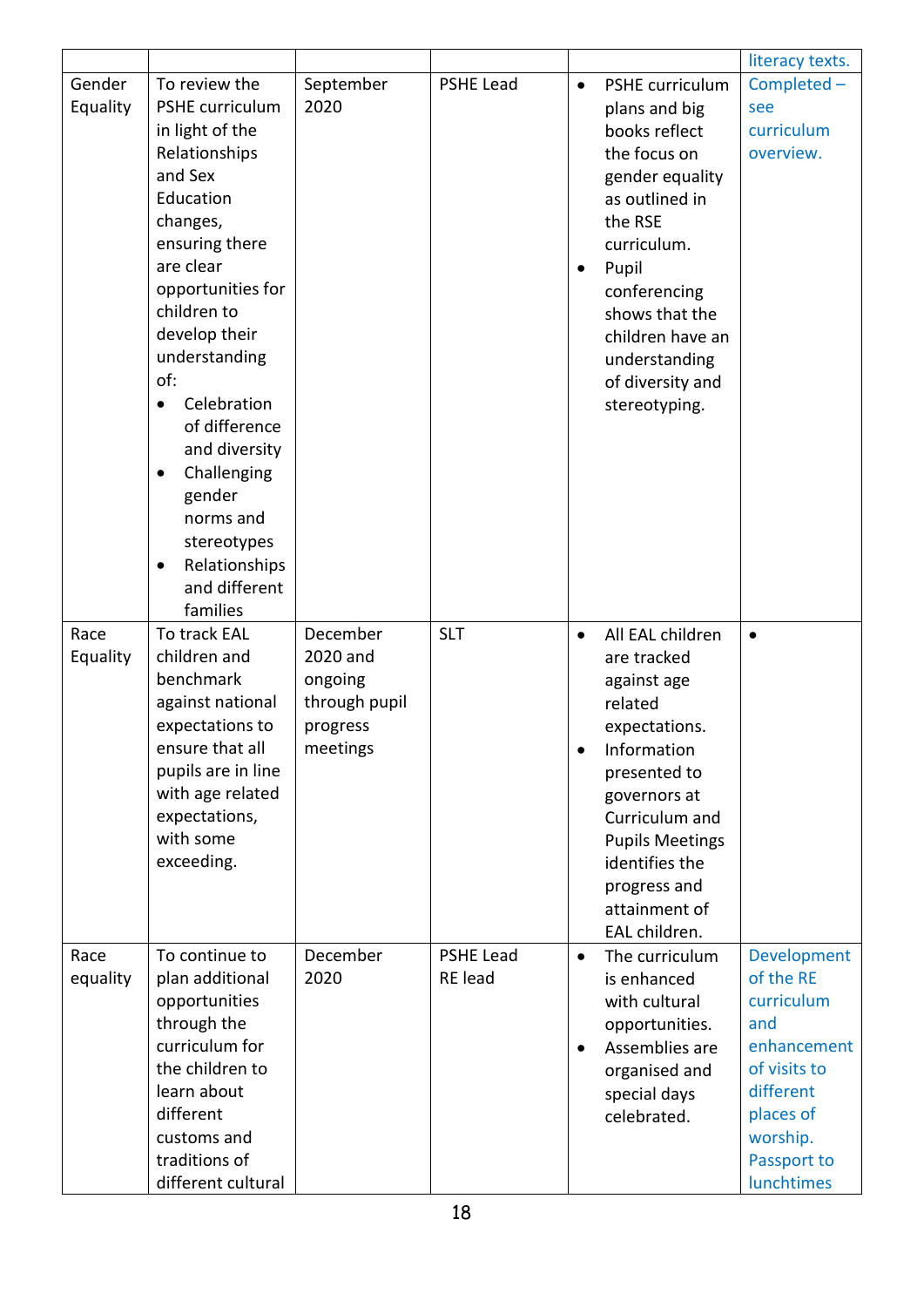| | | | | | literacy texts. |
|---|---|---|---|---|---|
| Gender Equality | To review the PSHE curriculum in light of the Relationships and Sex Education changes, ensuring there are clear opportunities for children to develop their understanding of: • Celebration of difference and diversity • Challenging gender norms and stereotypes • Relationships and different families | September 2020 | PSHE Lead | • PSHE curriculum plans and big books reflect the focus on gender equality as outlined in the RSE curriculum. • Pupil conferencing shows that the children have an understanding of diversity and stereotyping. | Completed – see curriculum overview. |
| Race Equality | To track EAL children and benchmark against national expectations to ensure that all pupils are in line with age related expectations, with some exceeding. | December 2020 and ongoing through pupil progress meetings | SLT | • All EAL children are tracked against age related expectations. • Information presented to governors at Curriculum and Pupils Meetings identifies the progress and attainment of EAL children. | • |
| Race equality | To continue to plan additional opportunities through the curriculum for the children to learn about different customs and traditions of different cultural | December 2020 | PSHE Lead RE lead | • The curriculum is enhanced with cultural opportunities. • Assemblies are organised and special days celebrated. | Development of the RE curriculum and enhancement of visits to different places of worship. Passport to lunchtimes |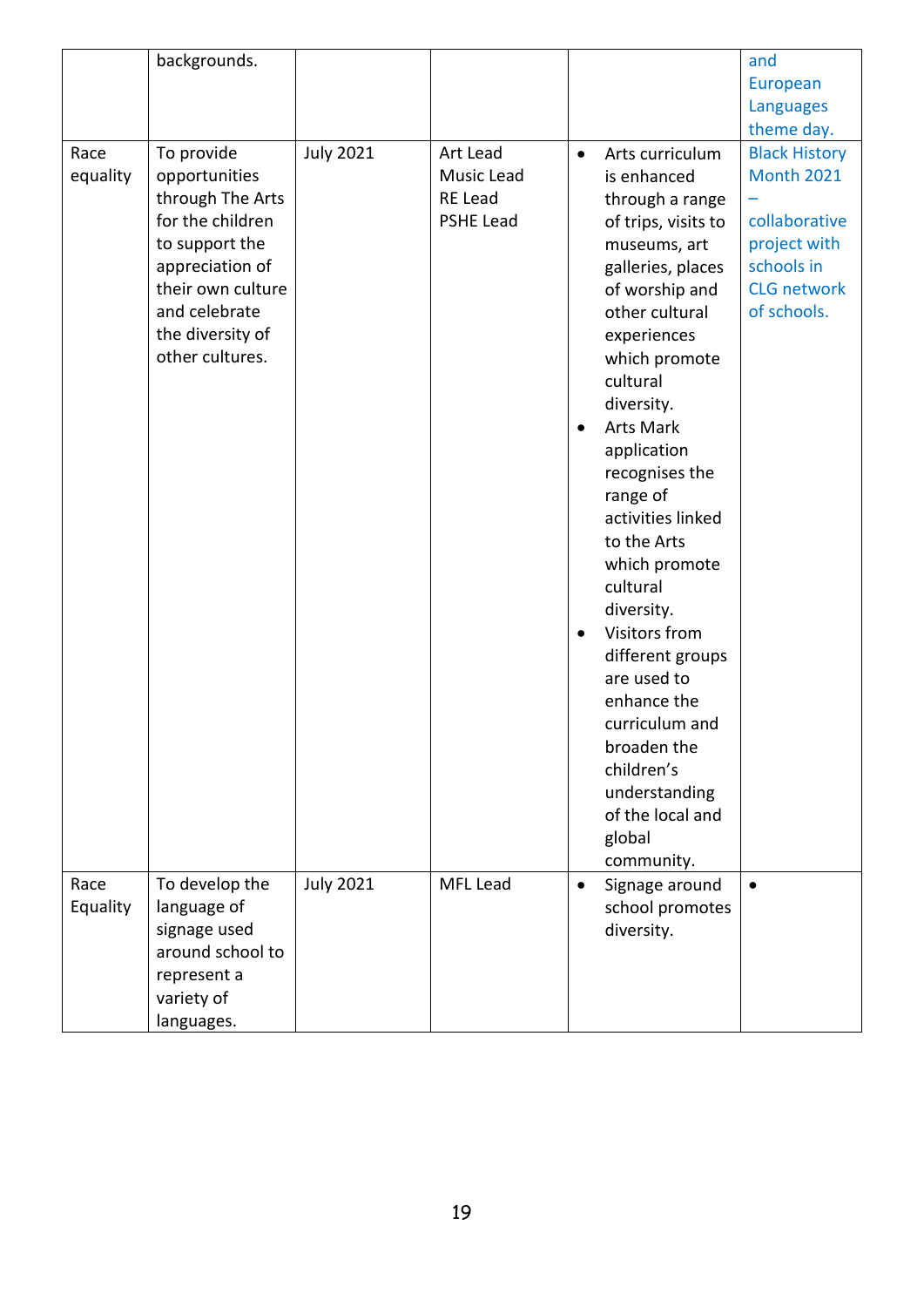| | | | | | |
|---|---|---|---|---|---|
| | backgrounds. | | | | and European Languages theme day. |
| Race equality | To provide opportunities through The Arts for the children to support the appreciation of their own culture and celebrate the diversity of other cultures. | July 2021 | Art Lead<br>Music Lead<br>RE Lead<br>PSHE Lead | • Arts curriculum is enhanced through a range of trips, visits to museums, art galleries, places of worship and other cultural experiences which promote cultural diversity.<br>• Arts Mark application recognises the range of activities linked to the Arts which promote cultural diversity.<br>• Visitors from different groups are used to enhance the curriculum and broaden the children's understanding of the local and global community. | Black History Month 2021 – collaborative project with schools in CLG network of schools. |
| Race Equality | To develop the language of signage used around school to represent a variety of languages. | July 2021 | MFL Lead | • Signage around school promotes diversity. | • |